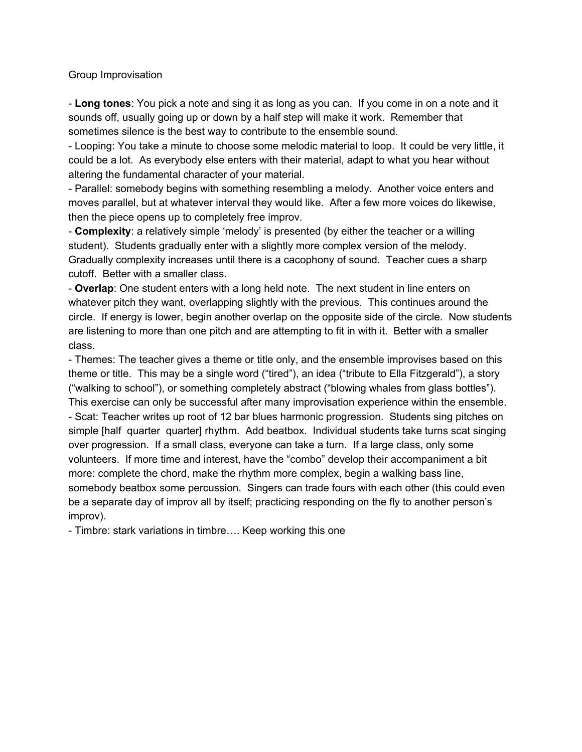Group Improvisation

- **Long tones**: You pick a note and sing it as long as you can.  If you come in on a note and it sounds off, usually going up or down by a half step will make it work.  Remember that sometimes silence is the best way to contribute to the ensemble sound.
- Looping: You take a minute to choose some melodic material to loop.  It could be very little, it could be a lot.  As everybody else enters with their material, adapt to what you hear without altering the fundamental character of your material.
- Parallel: somebody begins with something resembling a melody.  Another voice enters and moves parallel, but at whatever interval they would like.  After a few more voices do likewise, then the piece opens up to completely free improv.
- **Complexity**: a relatively simple 'melody' is presented (by either the teacher or a willing student).  Students gradually enter with a slightly more complex version of the melody.  Gradually complexity increases until there is a cacophony of sound.  Teacher cues a sharp cutoff.  Better with a smaller class.
- **Overlap**: One student enters with a long held note.  The next student in line enters on whatever pitch they want, overlapping slightly with the previous.  This continues around the circle.  If energy is lower, begin another overlap on the opposite side of the circle.  Now students are listening to more than one pitch and are attempting to fit in with it.  Better with a smaller class.
- Themes: The teacher gives a theme or title only, and the ensemble improvises based on this theme or title.  This may be a single word ("tired"), an idea ("tribute to Ella Fitzgerald"), a story ("walking to school"), or something completely abstract ("blowing whales from glass bottles").  This exercise can only be successful after many improvisation experience within the ensemble.
- Scat: Teacher writes up root of 12 bar blues harmonic progression.  Students sing pitches on simple [half  quarter  quarter] rhythm.  Add beatbox.  Individual students take turns scat singing over progression.  If a small class, everyone can take a turn.  If a large class, only some volunteers.  If more time and interest, have the "combo" develop their accompaniment a bit more: complete the chord, make the rhythm more complex, begin a walking bass line, somebody beatbox some percussion.  Singers can trade fours with each other (this could even be a separate day of improv all by itself; practicing responding on the fly to another person's improv).
- Timbre: stark variations in timbre…. Keep working this one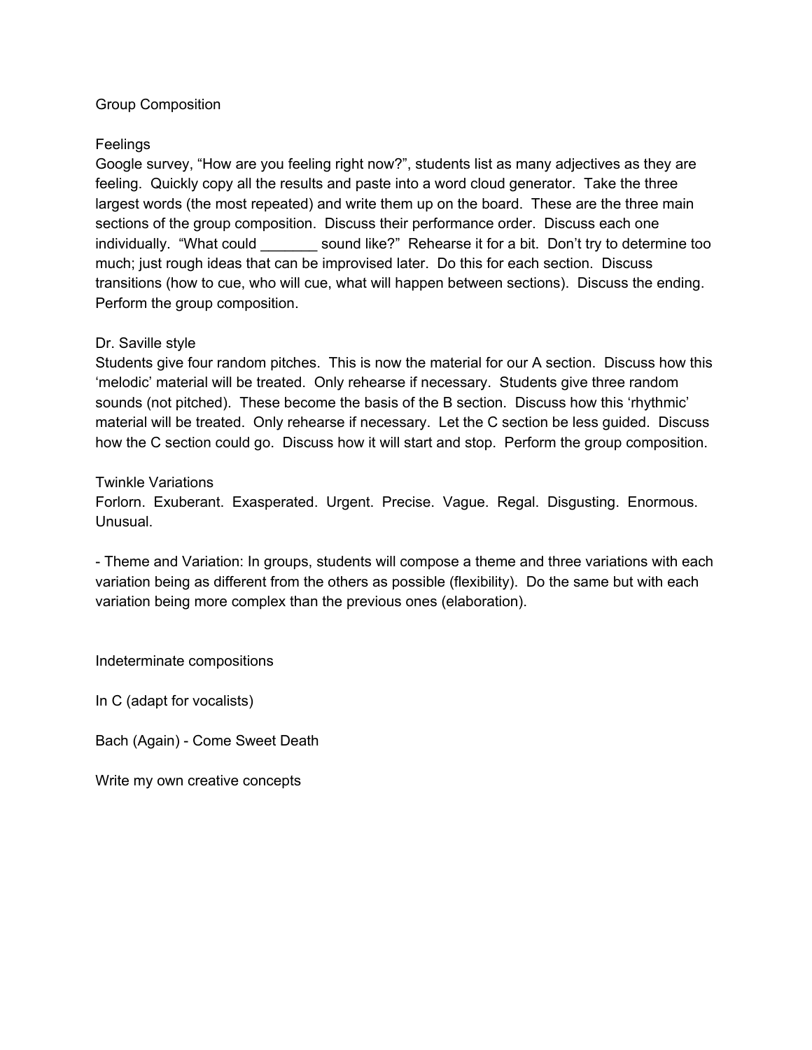Group Composition

Feelings
Google survey, "How are you feeling right now?", students list as many adjectives as they are feeling. Quickly copy all the results and paste into a word cloud generator. Take the three largest words (the most repeated) and write them up on the board. These are the three main sections of the group composition. Discuss their performance order. Discuss each one individually. "What could _______ sound like?" Rehearse it for a bit. Don't try to determine too much; just rough ideas that can be improvised later. Do this for each section. Discuss transitions (how to cue, who will cue, what will happen between sections). Discuss the ending. Perform the group composition.

Dr. Saville style
Students give four random pitches. This is now the material for our A section. Discuss how this 'melodic' material will be treated. Only rehearse if necessary. Students give three random sounds (not pitched). These become the basis of the B section. Discuss how this 'rhythmic' material will be treated. Only rehearse if necessary. Let the C section be less guided. Discuss how the C section could go. Discuss how it will start and stop. Perform the group composition.

Twinkle Variations
Forlorn. Exuberant. Exasperated. Urgent. Precise. Vague. Regal. Disgusting. Enormous. Unusual.

- Theme and Variation: In groups, students will compose a theme and three variations with each variation being as different from the others as possible (flexibility). Do the same but with each variation being more complex than the previous ones (elaboration).

Indeterminate compositions

In C (adapt for vocalists)

Bach (Again) - Come Sweet Death

Write my own creative concepts